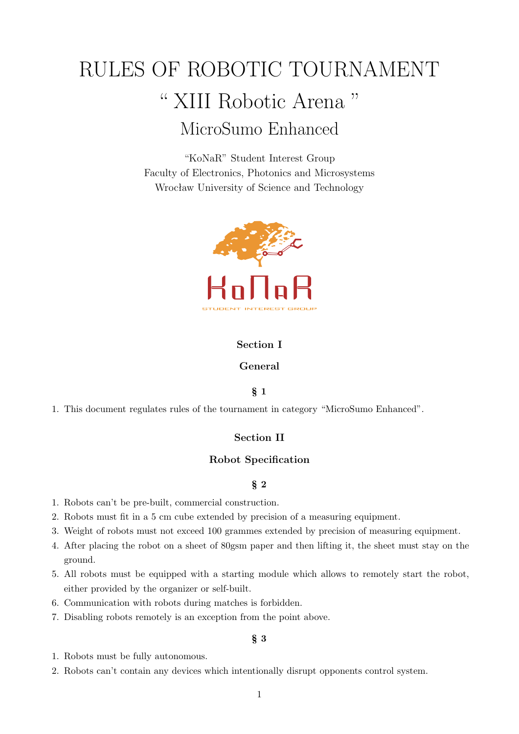# RULES OF ROBOTIC TOURNAMENT

## " XIII Robotic Arena "

## MicroSumo Enhanced

"KoNaR" Student Interest Group
Faculty of Electronics, Photonics and Microsystems
Wrocław University of Science and Technology

### Section I

### General

#### § 1

1. This document regulates rules of the tournament in category "MicroSumo Enhanced".

### Section II

### Robot Specification

#### § 2

1. Robots can't be pre-built, commercial construction.
2. Robots must fit in a 5 cm cube extended by precision of a measuring equipment.
3. Weight of robots must not exceed 100 grammes extended by precision of measuring equipment.
4. After placing the robot on a sheet of 80gsm paper and then lifting it, the sheet must stay on the ground.
5. All robots must be equipped with a starting module which allows to remotely start the robot, either provided by the organizer or self-built.
6. Communication with robots during matches is forbidden.
7. Disabling robots remotely is an exception from the point above.

#### § 3

1. Robots must be fully autonomous.
2. Robots can't contain any devices which intentionally disrupt opponents control system.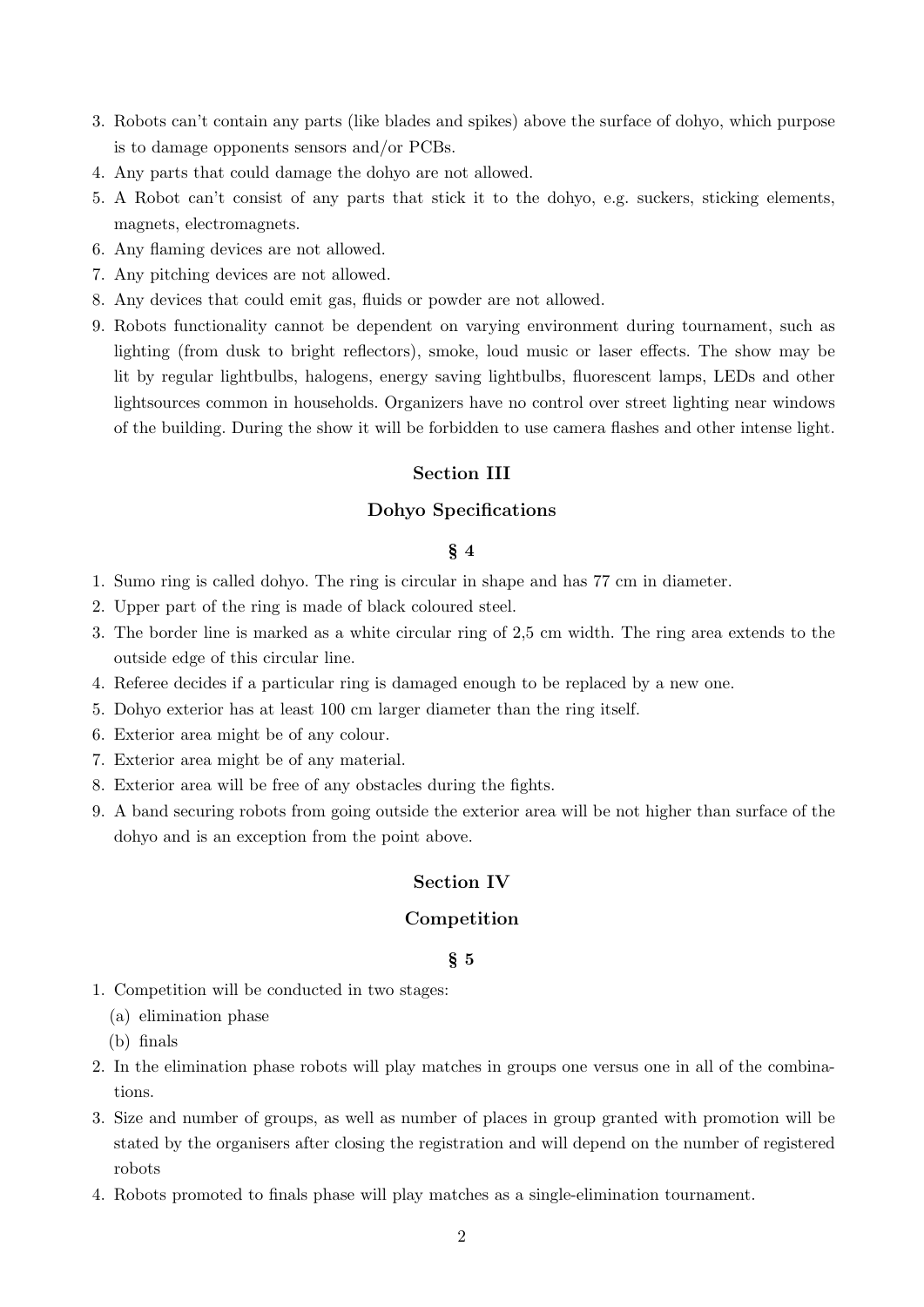3. Robots can't contain any parts (like blades and spikes) above the surface of dohyo, which purpose is to damage opponents sensors and/or PCBs.
4. Any parts that could damage the dohyo are not allowed.
5. A Robot can't consist of any parts that stick it to the dohyo, e.g. suckers, sticking elements, magnets, electromagnets.
6. Any flaming devices are not allowed.
7. Any pitching devices are not allowed.
8. Any devices that could emit gas, fluids or powder are not allowed.
9. Robots functionality cannot be dependent on varying environment during tournament, such as lighting (from dusk to bright reflectors), smoke, loud music or laser effects. The show may be lit by regular lightbulbs, halogens, energy saving lightbulbs, fluorescent lamps, LEDs and other lightsources common in households. Organizers have no control over street lighting near windows of the building. During the show it will be forbidden to use camera flashes and other intense light.

## Section III

## Dohyo Specifications

### § 4

1. Sumo ring is called dohyo. The ring is circular in shape and has 77 cm in diameter.
2. Upper part of the ring is made of black coloured steel.
3. The border line is marked as a white circular ring of 2,5 cm width. The ring area extends to the outside edge of this circular line.
4. Referee decides if a particular ring is damaged enough to be replaced by a new one.
5. Dohyo exterior has at least 100 cm larger diameter than the ring itself.
6. Exterior area might be of any colour.
7. Exterior area might be of any material.
8. Exterior area will be free of any obstacles during the fights.
9. A band securing robots from going outside the exterior area will be not higher than surface of the dohyo and is an exception from the point above.

## Section IV

## Competition

### § 5

1. Competition will be conducted in two stages:
   (a) elimination phase
   (b) finals
2. In the elimination phase robots will play matches in groups one versus one in all of the combinations.
3. Size and number of groups, as well as number of places in group granted with promotion will be stated by the organisers after closing the registration and will depend on the number of registered robots
4. Robots promoted to finals phase will play matches as a single-elimination tournament.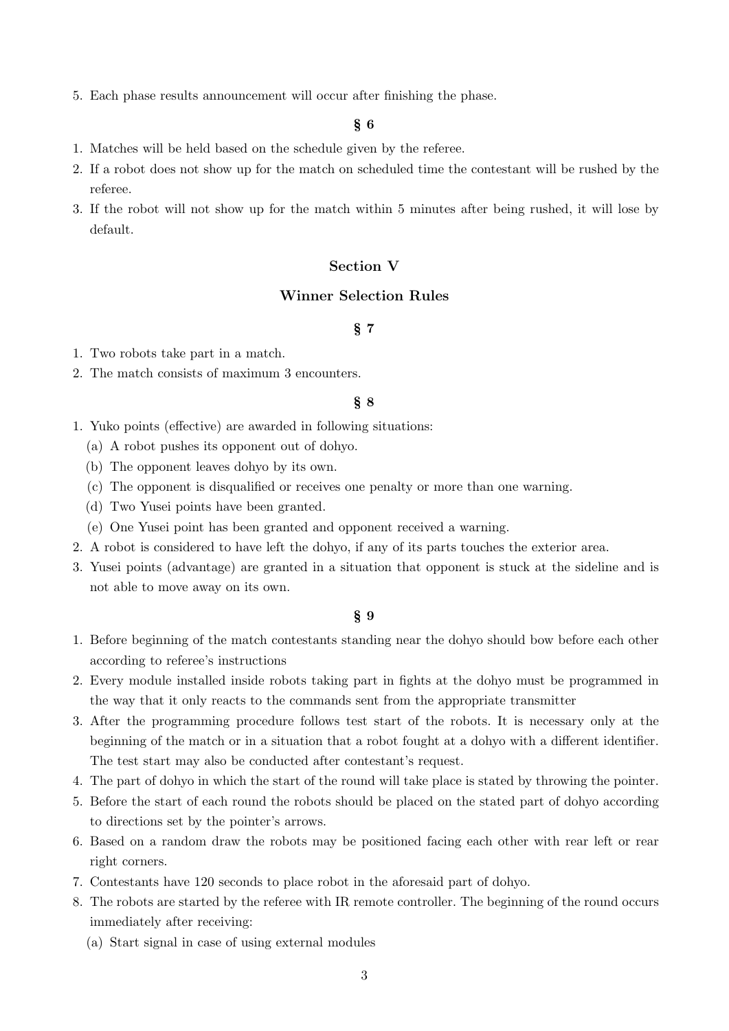5. Each phase results announcement will occur after finishing the phase.

### § 6

1. Matches will be held based on the schedule given by the referee.
2. If a robot does not show up for the match on scheduled time the contestant will be rushed by the referee.
3. If the robot will not show up for the match within 5 minutes after being rushed, it will lose by default.

## Section V

## Winner Selection Rules

### § 7

1. Two robots take part in a match.
2. The match consists of maximum 3 encounters.

### § 8

1. Yuko points (effective) are awarded in following situations:
   (a) A robot pushes its opponent out of dohyo.
   (b) The opponent leaves dohyo by its own.
   (c) The opponent is disqualified or receives one penalty or more than one warning.
   (d) Two Yusei points have been granted.
   (e) One Yusei point has been granted and opponent received a warning.
2. A robot is considered to have left the dohyo, if any of its parts touches the exterior area.
3. Yusei points (advantage) are granted in a situation that opponent is stuck at the sideline and is not able to move away on its own.

### § 9

1. Before beginning of the match contestants standing near the dohyo should bow before each other according to referee's instructions
2. Every module installed inside robots taking part in fights at the dohyo must be programmed in the way that it only reacts to the commands sent from the appropriate transmitter
3. After the programming procedure follows test start of the robots. It is necessary only at the beginning of the match or in a situation that a robot fought at a dohyo with a different identifier. The test start may also be conducted after contestant's request.
4. The part of dohyo in which the start of the round will take place is stated by throwing the pointer.
5. Before the start of each round the robots should be placed on the stated part of dohyo according to directions set by the pointer's arrows.
6. Based on a random draw the robots may be positioned facing each other with rear left or rear right corners.
7. Contestants have 120 seconds to place robot in the aforesaid part of dohyo.
8. The robots are started by the referee with IR remote controller. The beginning of the round occurs immediately after receiving:
   (a) Start signal in case of using external modules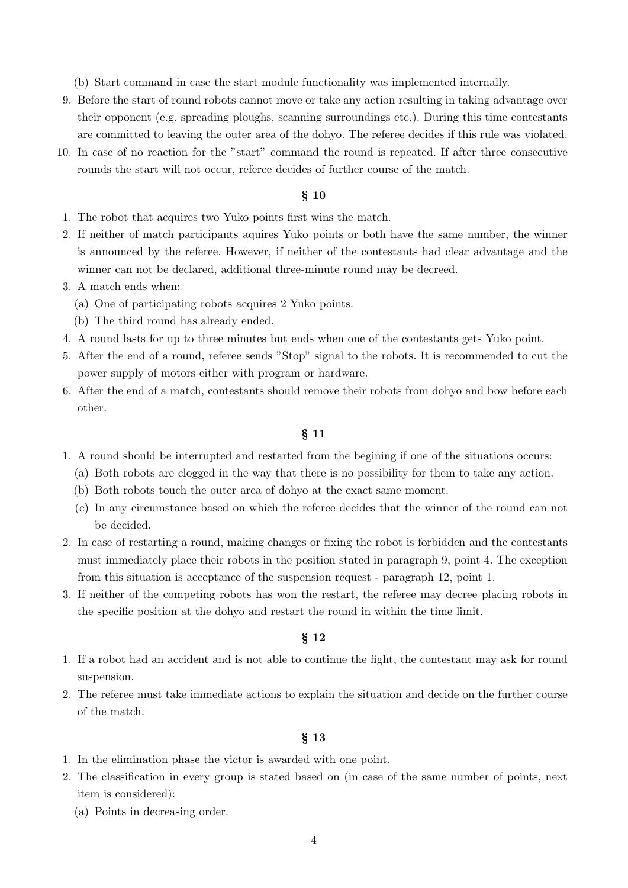(b) Start command in case the start module functionality was implemented internally.

9. Before the start of round robots cannot move or take any action resulting in taking advantage over their opponent (e.g. spreading ploughs, scanning surroundings etc.). During this time contestants are committed to leaving the outer area of the dohyo. The referee decides if this rule was violated.
10. In case of no reaction for the "start" command the round is repeated. If after three consecutive rounds the start will not occur, referee decides of further course of the match.

## § 10

1. The robot that acquires two Yuko points first wins the match.
2. If neither of match participants aquires Yuko points or both have the same number, the winner is announced by the referee. However, if neither of the contestants had clear advantage and the winner can not be declared, additional three-minute round may be decreed.
3. A match ends when:
   (a) One of participating robots acquires 2 Yuko points.
   (b) The third round has already ended.
4. A round lasts for up to three minutes but ends when one of the contestants gets Yuko point.
5. After the end of a round, referee sends "Stop" signal to the robots. It is recommended to cut the power supply of motors either with program or hardware.
6. After the end of a match, contestants should remove their robots from dohyo and bow before each other.

## § 11

1. A round should be interrupted and restarted from the begining if one of the situations occurs:
   (a) Both robots are clogged in the way that there is no possibility for them to take any action.
   (b) Both robots touch the outer area of dohyo at the exact same moment.
   (c) In any circumstance based on which the referee decides that the winner of the round can not be decided.
2. In case of restarting a round, making changes or fixing the robot is forbidden and the contestants must immediately place their robots in the position stated in paragraph 9, point 4. The exception from this situation is acceptance of the suspension request - paragraph 12, point 1.
3. If neither of the competing robots has won the restart, the referee may decree placing robots in the specific position at the dohyo and restart the round in within the time limit.

## § 12

1. If a robot had an accident and is not able to continue the fight, the contestant may ask for round suspension.
2. The referee must take immediate actions to explain the situation and decide on the further course of the match.

## § 13

1. In the elimination phase the victor is awarded with one point.
2. The classification in every group is stated based on (in case of the same number of points, next item is considered):
   (a) Points in decreasing order.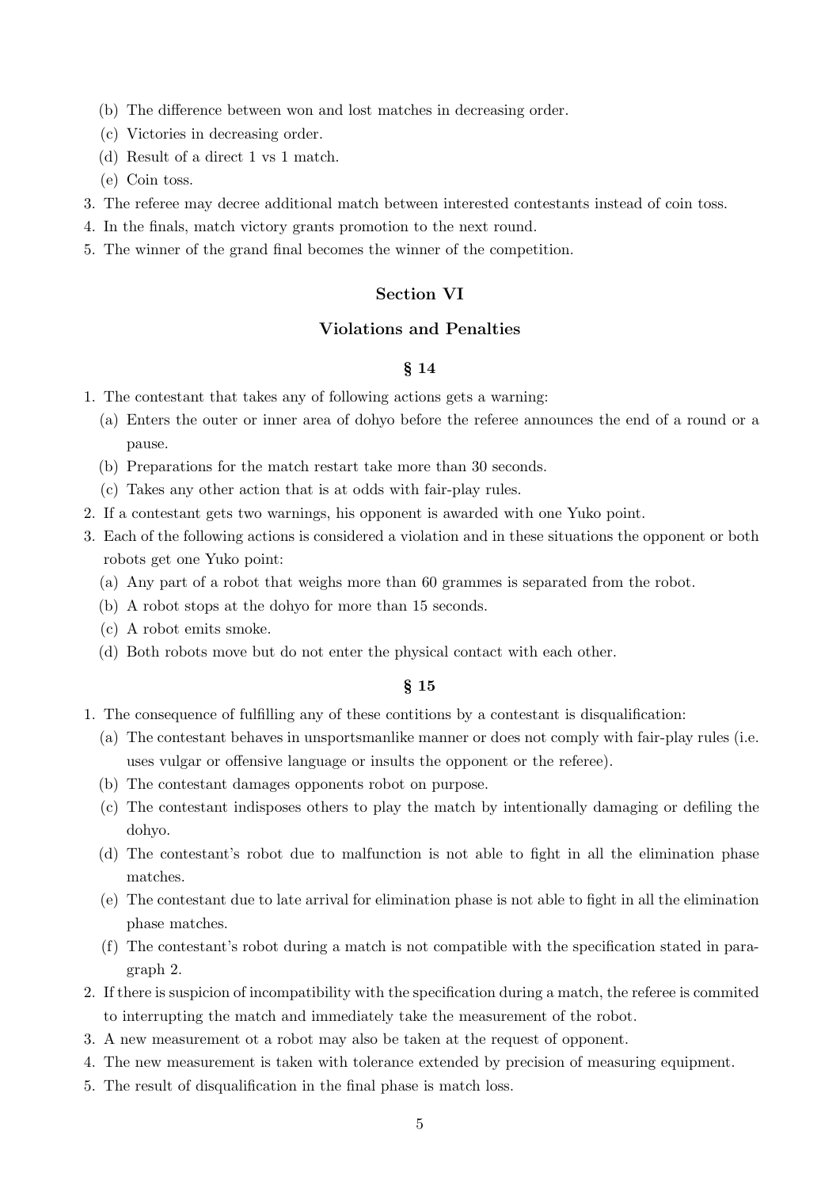(b) The difference between won and lost matches in decreasing order.
   (c) Victories in decreasing order.
   (d) Result of a direct 1 vs 1 match.
   (e) Coin toss.
3. The referee may decree additional match between interested contestants instead of coin toss.
4. In the finals, match victory grants promotion to the next round.
5. The winner of the grand final becomes the winner of the competition.

## Section VI

## Violations and Penalties

### § 14

1. The contestant that takes any of following actions gets a warning:
   (a) Enters the outer or inner area of dohyo before the referee announces the end of a round or a pause.
   (b) Preparations for the match restart take more than 30 seconds.
   (c) Takes any other action that is at odds with fair-play rules.
2. If a contestant gets two warnings, his opponent is awarded with one Yuko point.
3. Each of the following actions is considered a violation and in these situations the opponent or both robots get one Yuko point:
   (a) Any part of a robot that weighs more than 60 grammes is separated from the robot.
   (b) A robot stops at the dohyo for more than 15 seconds.
   (c) A robot emits smoke.
   (d) Both robots move but do not enter the physical contact with each other.

### § 15

1. The consequence of fulfilling any of these contitions by a contestant is disqualification:
   (a) The contestant behaves in unsportsmanlike manner or does not comply with fair-play rules (i.e. uses vulgar or offensive language or insults the opponent or the referee).
   (b) The contestant damages opponents robot on purpose.
   (c) The contestant indisposes others to play the match by intentionally damaging or defiling the dohyo.
   (d) The contestant's robot due to malfunction is not able to fight in all the elimination phase matches.
   (e) The contestant due to late arrival for elimination phase is not able to fight in all the elimination phase matches.
   (f) The contestant's robot during a match is not compatible with the specification stated in paragraph 2.
2. If there is suspicion of incompatibility with the specification during a match, the referee is commited to interrupting the match and immediately take the measurement of the robot.
3. A new measurement ot a robot may also be taken at the request of opponent.
4. The new measurement is taken with tolerance extended by precision of measuring equipment.
5. The result of disqualification in the final phase is match loss.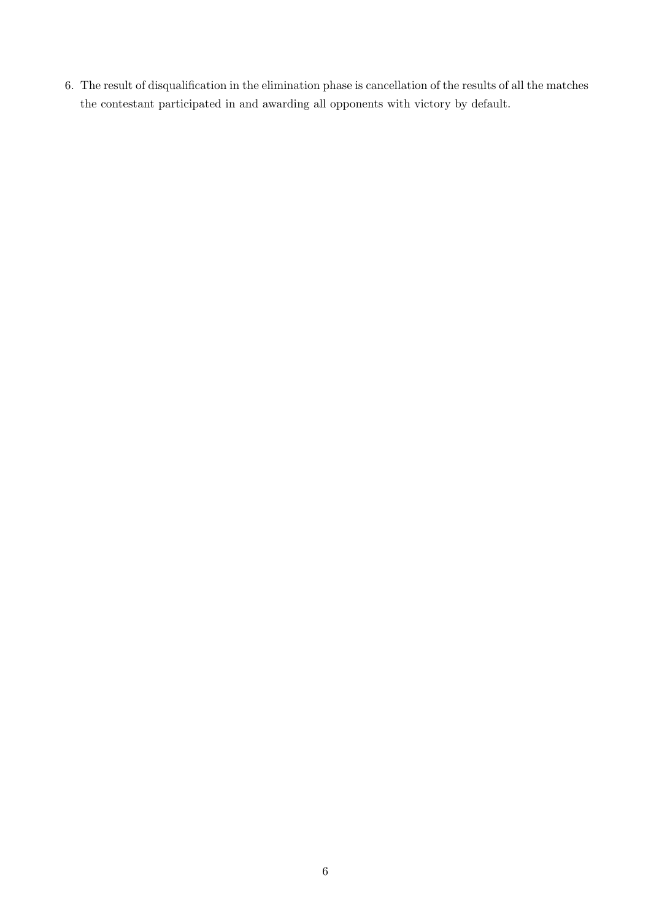6. The result of disqualification in the elimination phase is cancellation of the results of all the matches the contestant participated in and awarding all opponents with victory by default.